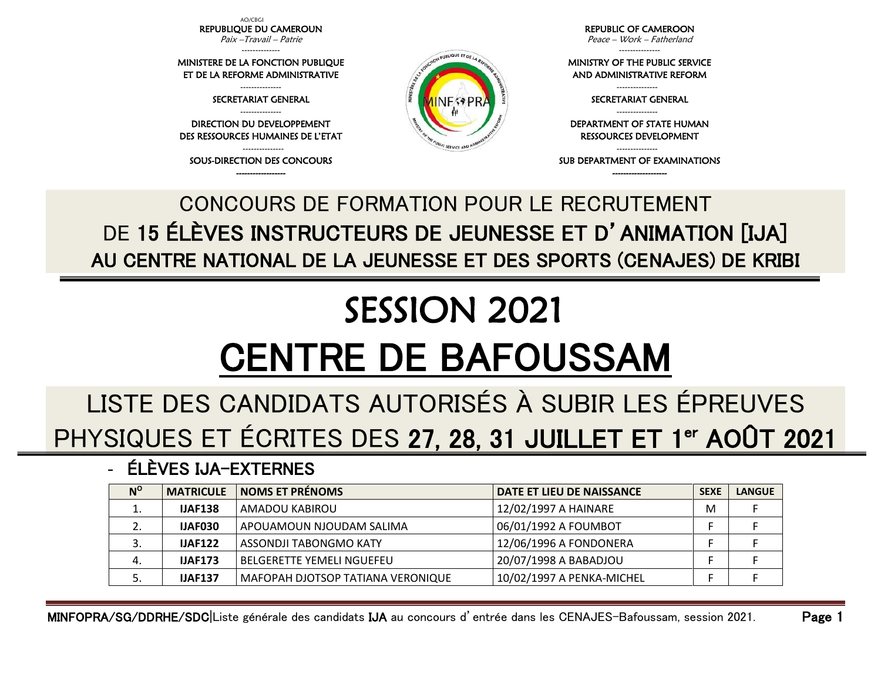AO/CBGI

REPUBLIQUE DU CAMEROUN
*Paix –Travail – Patrie*

MINISTERE DE LA FONCTION PUBLIQUE ET DE LA REFORME ADMINISTRATIVE

SECRETARIAT GENERAL

DIRECTION DU DEVELOPPEMENT DES RESSOURCES HUMAINES DE L'ETAT

SOUS-DIRECTION DES CONCOURS

REPUBLIC OF CAMEROON
*Peace – Work – Fatherland*

MINISTRY OF THE PUBLIC SERVICE AND ADMINISTRATIVE REFORM

SECRETARIAT GENERAL

DEPARTMENT OF STATE HUMAN RESSOURCES DEVELOPMENT

SUB DEPARTMENT OF EXAMINATIONS

## CONCOURS DE FORMATION POUR LE RECRUTEMENT DE **15 ÉLÈVES INSTRUCTEURS DE JEUNESSE ET D'ANIMATION [IJA] AU CENTRE NATIONAL DE LA JEUNESSE ET DES SPORTS (CENAJES) DE KRIBI**

# SESSION 2021

# CENTRE DE BAFOUSSAM

## LISTE DES CANDIDATS AUTORISÉS À SUBIR LES ÉPREUVES PHYSIQUES ET ÉCRITES DES **27, 28, 31 JUILLET ET 1er AOÛT 2021**

- **ÉLÈVES IJA-EXTERNES**

| N° | MATRICULE | NOMS ET PRÉNOMS | DATE ET LIEU DE NAISSANCE | SEXE | LANGUE |
|---|---|---|---|---|---|
| 1. | **IJAF138** | AMADOU KABIROU | 12/02/1997 A HAINARE | M | F |
| 2. | **IJAF030** | APOUAMOUN NJOUDAM SALIMA | 06/01/1992 A FOUMBOT | F | F |
| 3. | **IJAF122** | ASSONDJI TABONGMO KATY | 12/06/1996 A FONDONERA | F | F |
| 4. | **IJAF173** | BELGERETTE YEMELI NGUEFEU | 20/07/1998 A BABADJOU | F | F |
| 5. | **IJAF137** | MAFOPAH DJOTSOP TATIANA VERONIQUE | 10/02/1997 A PENKA-MICHEL | F | F |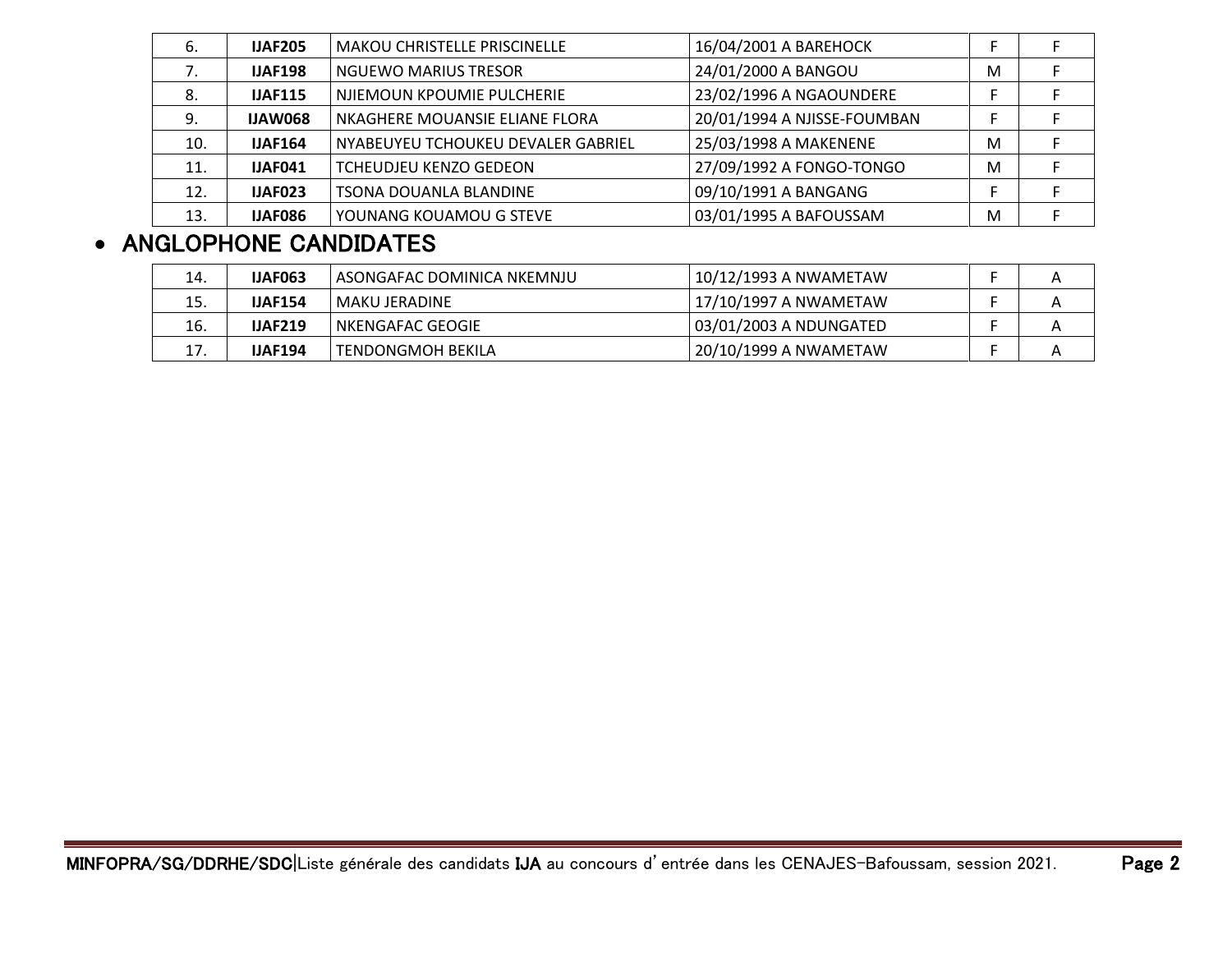| | | | | | |
|---|---|---|---|---|---|
| 6. | **IJAF205** | MAKOU CHRISTELLE PRISCINELLE | 16/04/2001 A BAREHOCK | F | F |
| 7. | **IJAF198** | NGUEWO MARIUS TRESOR | 24/01/2000 A BANGOU | M | F |
| 8. | **IJAF115** | NJIEMOUN KPOUMIE PULCHERIE | 23/02/1996 A NGAOUNDERE | F | F |
| 9. | **IJAW068** | NKAGHERE MOUANSIE ELIANE FLORA | 20/01/1994 A NJISSE-FOUMBAN | F | F |
| 10. | **IJAF164** | NYABEUYEU TCHOUKEU DEVALER GABRIEL | 25/03/1998 A MAKENENE | M | F |
| 11. | **IJAF041** | TCHEUDJEU KENZO GEDEON | 27/09/1992 A FONGO-TONGO | M | F |
| 12. | **IJAF023** | TSONA DOUANLA BLANDINE | 09/10/1991 A BANGANG | F | F |
| 13. | **IJAF086** | YOUNANG KOUAMOU G STEVE | 03/01/1995 A BAFOUSSAM | M | F |

- **ANGLOPHONE CANDIDATES**

| | | | | | |
|---|---|---|---|---|---|
| 14. | **IJAF063** | ASONGAFAC DOMINICA NKEMNJU | 10/12/1993 A NWAMETAW | F | A |
| 15. | **IJAF154** | MAKU JERADINE | 17/10/1997 A NWAMETAW | F | A |
| 16. | **IJAF219** | NKENGAFAC GEOGIE | 03/01/2003 A NDUNGATED | F | A |
| 17. | **IJAF194** | TENDONGMOH BEKILA | 20/10/1999 A NWAMETAW | F | A |